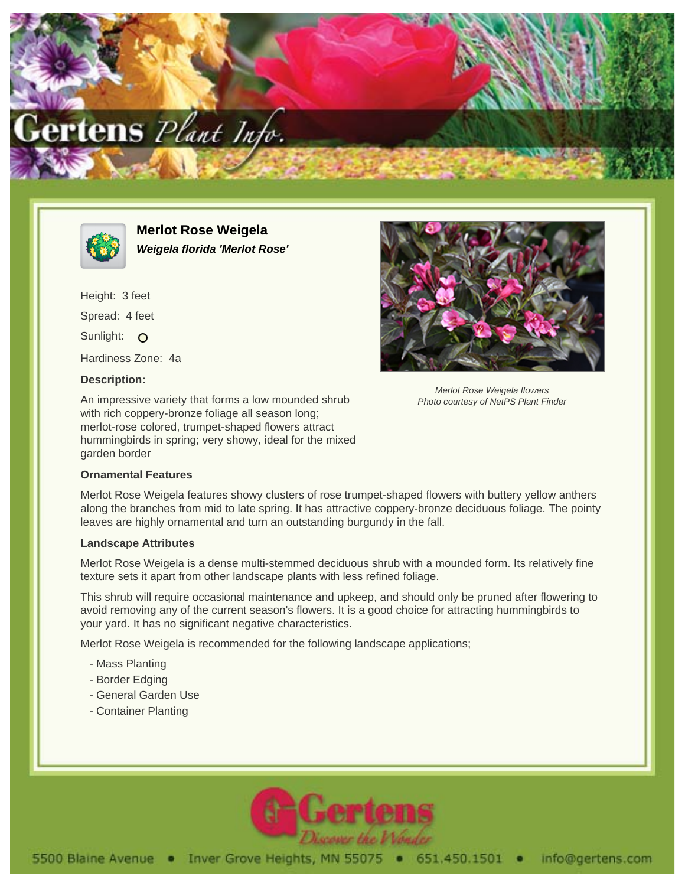# Merlot Rose Weigela

***Weigela florida 'Merlot Rose'***

Height: 3 feet

Spread: 4 feet

Sunlight: O

Hardiness Zone: 4a

**Description:**

An impressive variety that forms a low mounded shrub with rich coppery-bronze foliage all season long; merlot-rose colored, trumpet-shaped flowers attract hummingbirds in spring; very showy, ideal for the mixed garden border

*Merlot Rose Weigela flowers*
*Photo courtesy of NetPS Plant Finder*

**Ornamental Features**

Merlot Rose Weigela features showy clusters of rose trumpet-shaped flowers with buttery yellow anthers along the branches from mid to late spring. It has attractive coppery-bronze deciduous foliage. The pointy leaves are highly ornamental and turn an outstanding burgundy in the fall.

**Landscape Attributes**

Merlot Rose Weigela is a dense multi-stemmed deciduous shrub with a mounded form. Its relatively fine texture sets it apart from other landscape plants with less refined foliage.

This shrub will require occasional maintenance and upkeep, and should only be pruned after flowering to avoid removing any of the current season's flowers. It is a good choice for attracting hummingbirds to your yard. It has no significant negative characteristics.

Merlot Rose Weigela is recommended for the following landscape applications;

- Mass Planting
- Border Edging
- General Garden Use
- Container Planting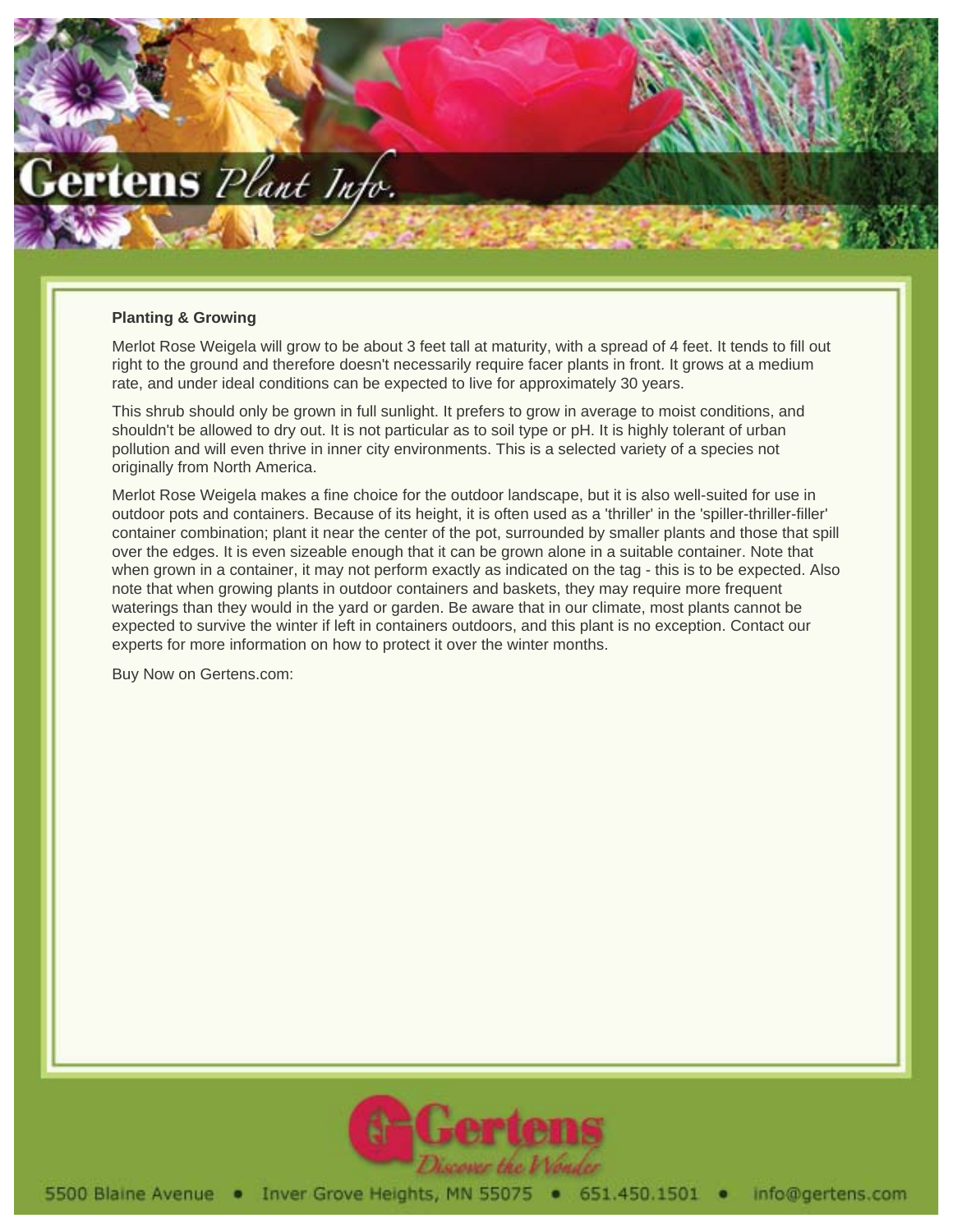### Planting & Growing

Merlot Rose Weigela will grow to be about 3 feet tall at maturity, with a spread of 4 feet. It tends to fill out right to the ground and therefore doesn't necessarily require facer plants in front. It grows at a medium rate, and under ideal conditions can be expected to live for approximately 30 years.

This shrub should only be grown in full sunlight. It prefers to grow in average to moist conditions, and shouldn't be allowed to dry out. It is not particular as to soil type or pH. It is highly tolerant of urban pollution and will even thrive in inner city environments. This is a selected variety of a species not originally from North America.

Merlot Rose Weigela makes a fine choice for the outdoor landscape, but it is also well-suited for use in outdoor pots and containers. Because of its height, it is often used as a 'thriller' in the 'spiller-thriller-filler' container combination; plant it near the center of the pot, surrounded by smaller plants and those that spill over the edges. It is even sizeable enough that it can be grown alone in a suitable container. Note that when grown in a container, it may not perform exactly as indicated on the tag - this is to be expected. Also note that when growing plants in outdoor containers and baskets, they may require more frequent waterings than they would in the yard or garden. Be aware that in our climate, most plants cannot be expected to survive the winter if left in containers outdoors, and this plant is no exception. Contact our experts for more information on how to protect it over the winter months.

Buy Now on Gertens.com: